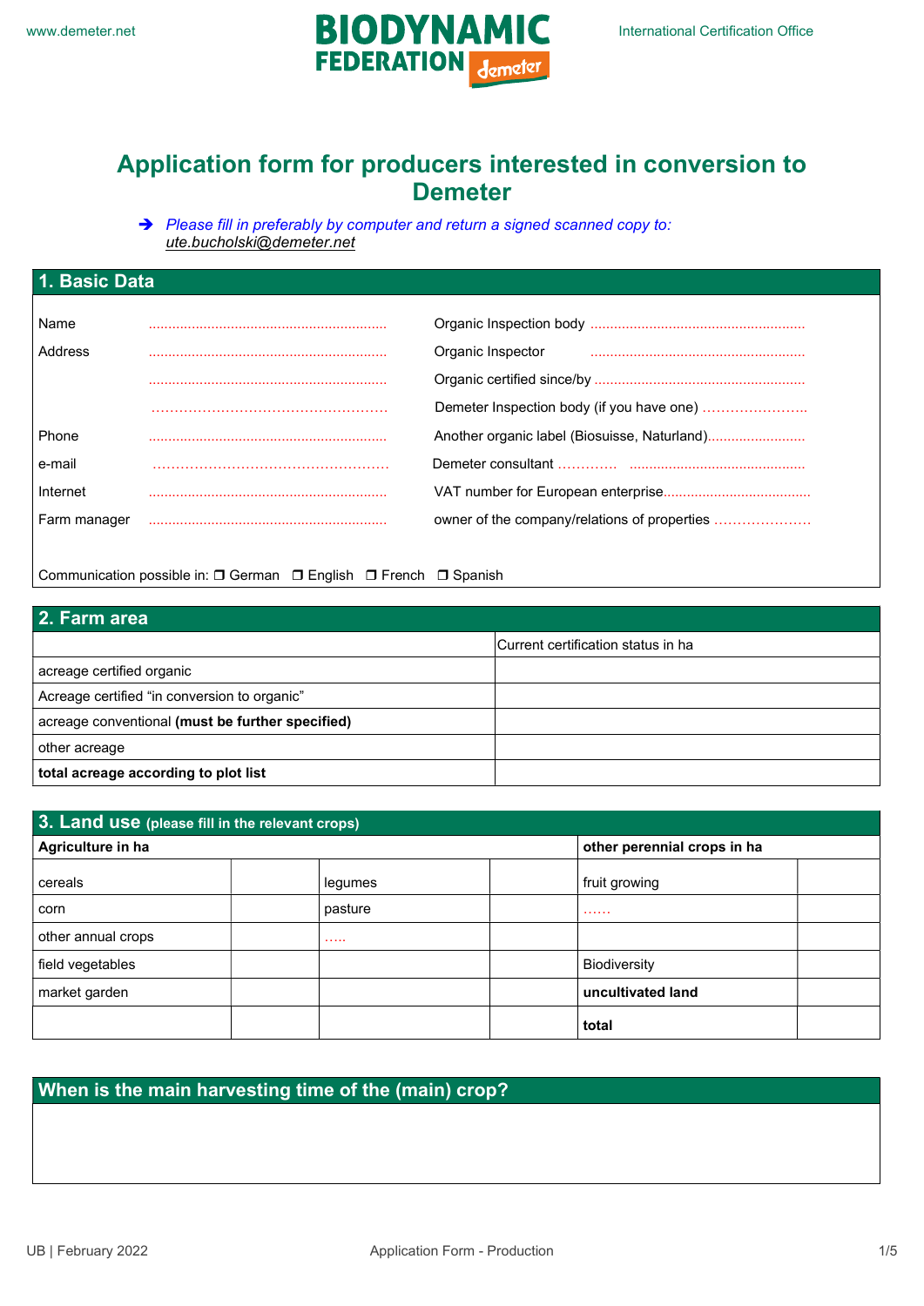www.demeter.net

**BIODYNAMIC FEDERATION demeter**

International Certification Office

# Application form for producers interested in conversion to Demeter

➔ *Please fill in preferably by computer and return a signed scanned copy to: ute.bucholski@demeter.net*

## 1. Basic Data

Name ..............................................................

Address ..............................................................

..............................................................

..............................................................

Phone ..............................................................

e-mail ..............................................................

Internet ..............................................................

Farm manager ..............................................................

Organic Inspection body ........................................................

Organic Inspector ........................................................

Organic certified since/by ........................................................

Demeter Inspection body (if you have one) ........................

Another organic label (Biosuisse, Naturland)........................

Demeter consultant ............ ..............................................

VAT number for European enterprise......................................

owner of the company/relations of properties ......................

Communication possible in: ❐ German ❐ English ❐ French ❐ Spanish

## 2. Farm area

| | Current certification status in ha |
|---|---|
| acreage certified organic | |
| Acreage certified “in conversion to organic” | |
| acreage conventional **(must be further specified)** | |
| other acreage | |
| **total acreage according to plot list** | |

## 3. Land use (please fill in the relevant crops)

| **Agriculture in ha** | | | | **other perennial crops in ha** | |
|---|---|---|---|---|---|
| cereals | | legumes | | fruit growing | |
| corn | | pasture | | ...... | |
| other annual crops | | ..... | | | |
| field vegetables | | | | Biodiversity | |
| market garden | | | | **uncultivated land** | |
| | | | | **total** | |

## When is the main harvesting time of the (main) crop?

UB | February 2022

Application Form - Production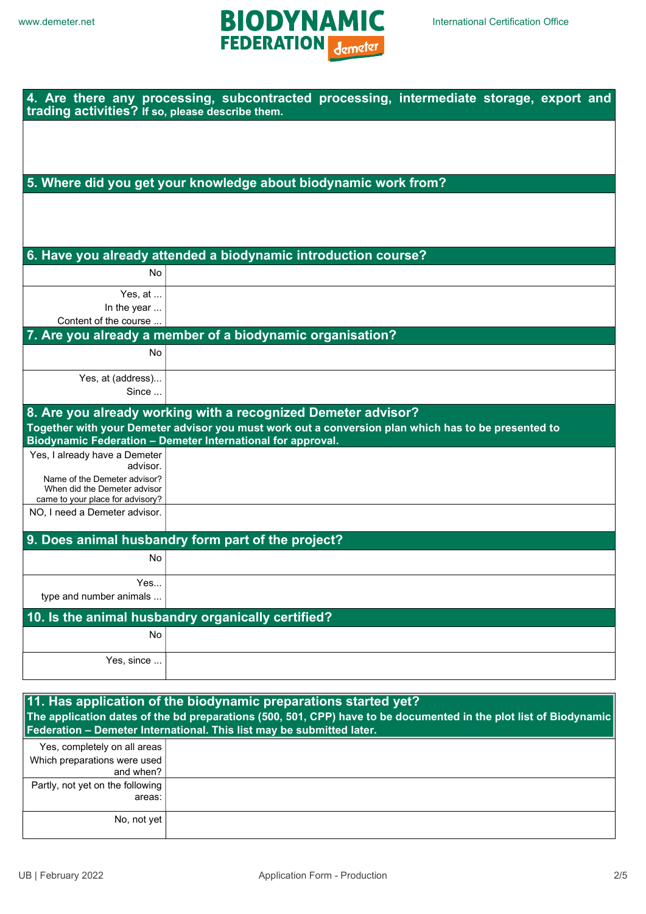## 4. Are there any processing, subcontracted processing, intermediate storage, export and trading activities? If so, please describe them.

## 5. Where did you get your knowledge about biodynamic work from?

## 6. Have you already attended a biodynamic introduction course?

| | |
|---|---|
| No | |
| Yes, at ...<br>In the year ...<br>Content of the course ... | |

## 7. Are you already a member of a biodynamic organisation?

| | |
|---|---|
| No | |
| Yes, at (address)...<br>Since ... | |

## 8. Are you already working with a recognized Demeter advisor?

**Together with your Demeter advisor you must work out a conversion plan which has to be presented to Biodynamic Federation – Demeter International for approval.**

| | |
|---|---|
| Yes, I already have a Demeter advisor.<br>Name of the Demeter advisor?<br>When did the Demeter advisor came to your place for advisory? | |
| NO, I need a Demeter advisor. | |

## 9. Does animal husbandry form part of the project?

| | |
|---|---|
| No | |
| Yes...<br>type and number animals ... | |

## 10. Is the animal husbandry organically certified?

| | |
|---|---|
| No | |
| Yes, since ... | |

## 11. Has application of the biodynamic preparations started yet?

**The application dates of the bd preparations (500, 501, CPP) have to be documented in the plot list of Biodynamic Federation – Demeter International. This list may be submitted later.**

| | |
|---|---|
| Yes, completely on all areas<br>Which preparations were used and when? | |
| Partly, not yet on the following areas: | |
| No, not yet | |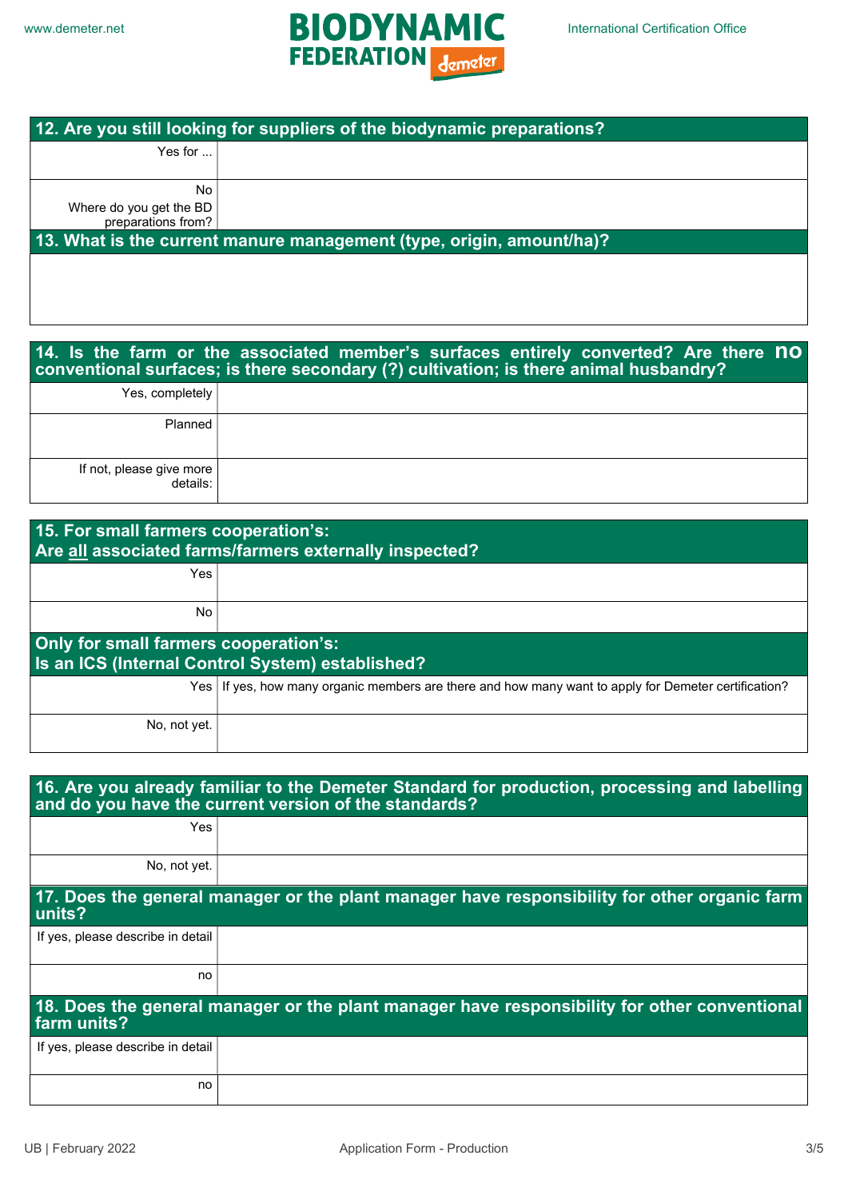## 12. Are you still looking for suppliers of the biodynamic preparations?

| | |
|---|---|
| Yes for ... | |
| No<br>Where do you get the BD preparations from? | |

## 13. What is the current manure management (type, origin, amount/ha)?

| |
|---|
| |

## 14. Is the farm or the associated member's surfaces entirely converted? Are there no conventional surfaces; is there secondary (?) cultivation; is there animal husbandry?

| | |
|---|---|
| Yes, completely | |
| Planned | |
| If not, please give more details: | |

## 15. For small farmers cooperation's: Are all associated farms/farmers externally inspected?

| | |
|---|---|
| Yes | |
| No | |

## Only for small farmers cooperation's: Is an ICS (Internal Control System) established?

| | |
|---|---|
| Yes | If yes, how many organic members are there and how many want to apply for Demeter certification? |
| No, not yet. | |

## 16. Are you already familiar to the Demeter Standard for production, processing and labelling and do you have the current version of the standards?

| | |
|---|---|
| Yes | |
| No, not yet. | |

## 17. Does the general manager or the plant manager have responsibility for other organic farm units?

| | |
|---|---|
| If yes, please describe in detail | |
| no | |

## 18. Does the general manager or the plant manager have responsibility for other conventional farm units?

| | |
|---|---|
| If yes, please describe in detail | |
| no | |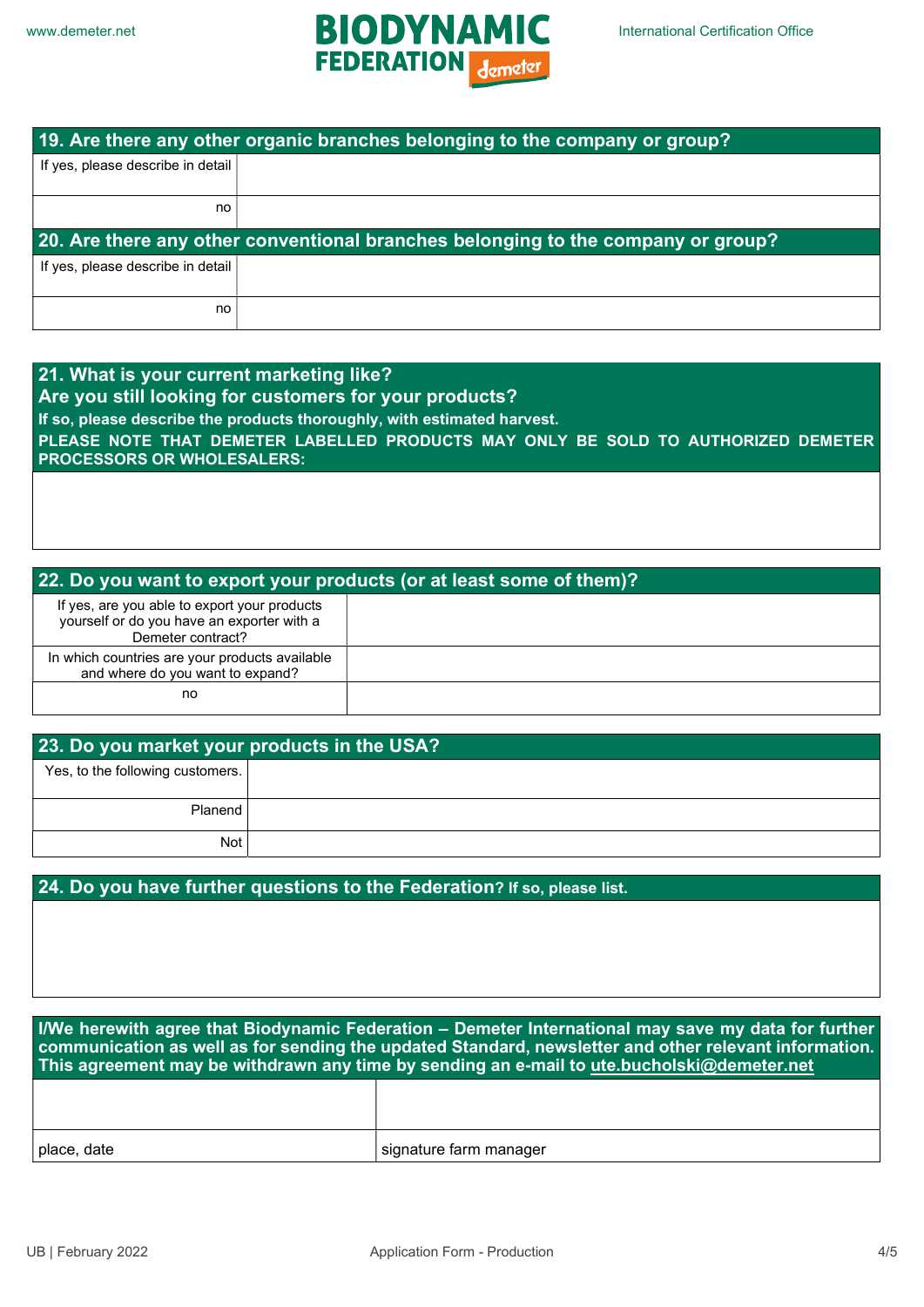| 19. Are there any other organic branches belonging to the company or group? | |
|---|---|
| If yes, please describe in detail | |
| no | |

| 20. Are there any other conventional branches belonging to the company or group? | |
|---|---|
| If yes, please describe in detail | |
| no | |

| 21. What is your current marketing like?<br>Are you still looking for customers for your products?<br>If so, please describe the products thoroughly, with estimated harvest.<br>PLEASE NOTE THAT DEMETER LABELLED PRODUCTS MAY ONLY BE SOLD TO AUTHORIZED DEMETER PROCESSORS OR WHOLESALERS: |
|---|
| |

| 22. Do you want to export your products (or at least some of them)? | |
|---|---|
| If yes, are you able to export your products yourself or do you have an exporter with a Demeter contract? | |
| In which countries are your products available and where do you want to expand? | |
| no | |

| 23. Do you market your products in the USA? | |
|---|---|
| Yes, to the following customers. | |
| Planend | |
| Not | |

| 24. Do you have further questions to the Federation? If so, please list. |
|---|
| |

| I/We herewith agree that Biodynamic Federation – Demeter International may save my data for further communication as well as for sending the updated Standard, newsletter and other relevant information. This agreement may be withdrawn any time by sending an e-mail to ute.bucholski@demeter.net | |
|---|---|
| | |
| place, date | signature farm manager |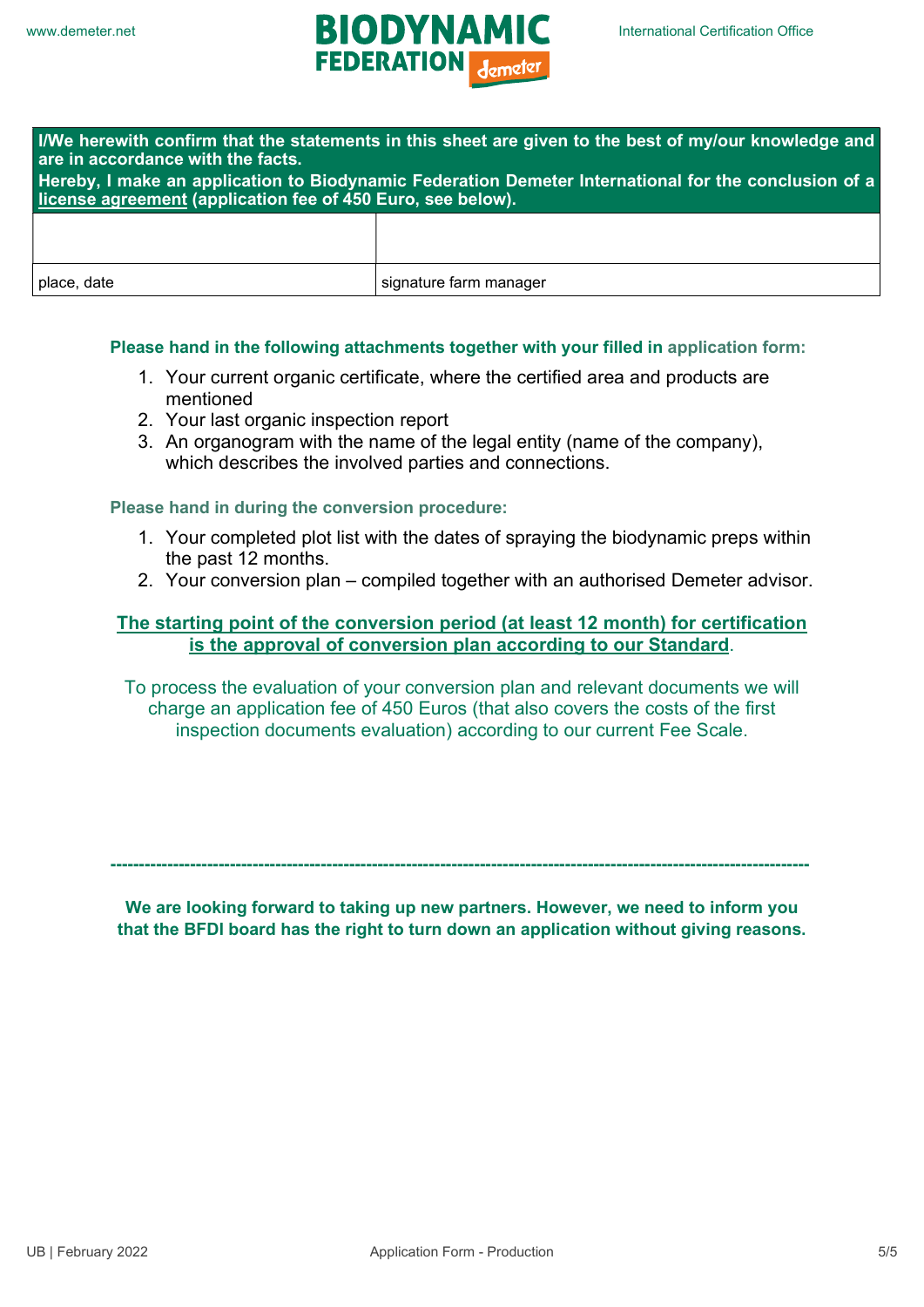| **I/We herewith confirm that the statements in this sheet are given to the best of my/our knowledge and are in accordance with the facts.** **Hereby, I make an application to Biodynamic Federation Demeter International for the conclusion of a <u>license agreement</u> (application fee of 450 Euro, see below).** | |
|---|---|
| | |
| place, date | signature farm manager |

**Please hand in the following attachments together with your filled in application form:**

1. Your current organic certificate, where the certified area and products are mentioned
2. Your last organic inspection report
3. An organogram with the name of the legal entity (name of the company), which describes the involved parties and connections.

**Please hand in during the conversion procedure:**

1. Your completed plot list with the dates of spraying the biodynamic preps within the past 12 months.
2. Your conversion plan – compiled together with an authorised Demeter advisor.

**<u>The starting point of the conversion period (at least 12 month) for certification is the approval of conversion plan according to our Standard</u>**.

To process the evaluation of your conversion plan and relevant documents we will charge an application fee of 450 Euros (that also covers the costs of the first inspection documents evaluation) according to our current Fee Scale.

---

**We are looking forward to taking up new partners. However, we need to inform you that the BFDI board has the right to turn down an application without giving reasons.**